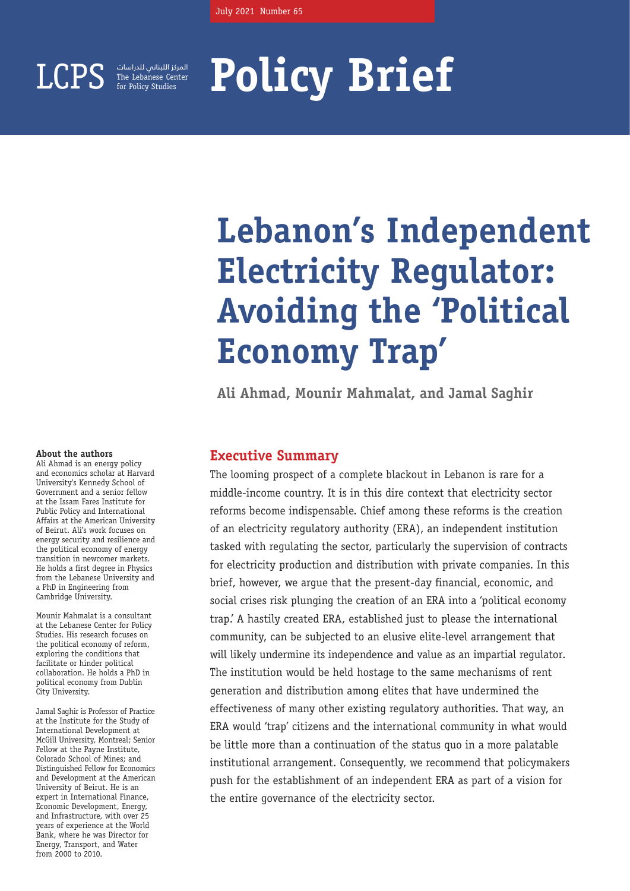July 2021 Number 65

LCPS المركز اللبناني للدراسات The Lebanese Center for Policy Studies

# Policy Brief

# Lebanon's Independent Electricity Regulator: Avoiding the 'Political Economy Trap'

**Ali Ahmad, Mounir Mahmalat, and Jamal Saghir**

## Executive Summary

The looming prospect of a complete blackout in Lebanon is rare for a middle-income country. It is in this dire context that electricity sector reforms become indispensable. Chief among these reforms is the creation of an electricity regulatory authority (ERA), an independent institution tasked with regulating the sector, particularly the supervision of contracts for electricity production and distribution with private companies. In this brief, however, we argue that the present-day financial, economic, and social crises risk plunging the creation of an ERA into a 'political economy trap.' A hastily created ERA, established just to please the international community, can be subjected to an elusive elite-level arrangement that will likely undermine its independence and value as an impartial regulator. The institution would be held hostage to the same mechanisms of rent generation and distribution among elites that have undermined the effectiveness of many other existing regulatory authorities. That way, an ERA would 'trap' citizens and the international community in what would be little more than a continuation of the status quo in a more palatable institutional arrangement. Consequently, we recommend that policymakers push for the establishment of an independent ERA as part of a vision for the entire governance of the electricity sector.

**About the authors**

Ali Ahmad is an energy policy and economics scholar at Harvard University's Kennedy School of Government and a senior fellow at the Issam Fares Institute for Public Policy and International Affairs at the American University of Beirut. Ali's work focuses on energy security and resilience and the political economy of energy transition in newcomer markets. He holds a first degree in Physics from the Lebanese University and a PhD in Engineering from Cambridge University.

Mounir Mahmalat is a consultant at the Lebanese Center for Policy Studies. His research focuses on the political economy of reform, exploring the conditions that facilitate or hinder political collaboration. He holds a PhD in political economy from Dublin City University.

Jamal Saghir is Professor of Practice at the Institute for the Study of International Development at McGill University, Montreal; Senior Fellow at the Payne Institute, Colorado School of Mines; and Distinguished Fellow for Economics and Development at the American University of Beirut. He is an expert in International Finance, Economic Development, Energy, and Infrastructure, with over 25 years of experience at the World Bank, where he was Director for Energy, Transport, and Water from 2000 to 2010.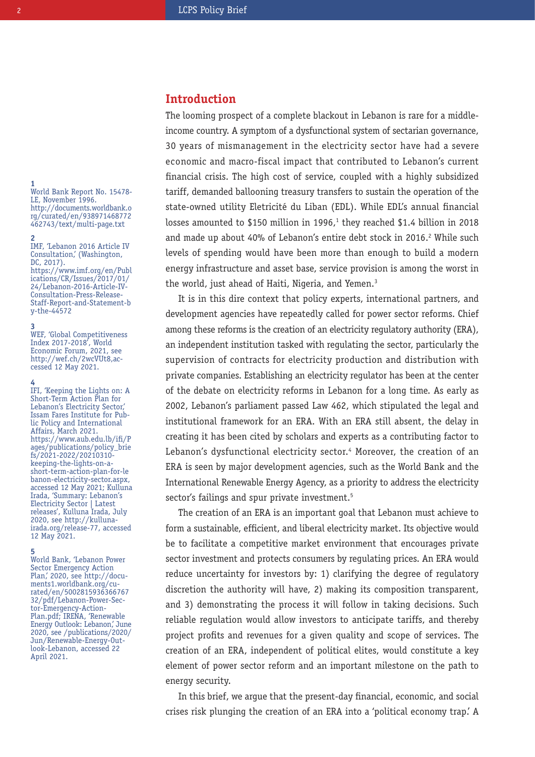## Introduction

The looming prospect of a complete blackout in Lebanon is rare for a middle-income country. A symptom of a dysfunctional system of sectarian governance, 30 years of mismanagement in the electricity sector have had a severe economic and macro-fiscal impact that contributed to Lebanon's current financial crisis. The high cost of service, coupled with a highly subsidized tariff, demanded ballooning treasury transfers to sustain the operation of the state-owned utility Eletricité du Liban (EDL). While EDL's annual financial losses amounted to $150 million in 1996,[1] they reached $1.4 billion in 2018 and made up about 40% of Lebanon's entire debt stock in 2016.[2] While such levels of spending would have been more than enough to build a modern energy infrastructure and asset base, service provision is among the worst in the world, just ahead of Haiti, Nigeria, and Yemen.[3]

It is in this dire context that policy experts, international partners, and development agencies have repeatedly called for power sector reforms. Chief among these reforms is the creation of an electricity regulatory authority (ERA), an independent institution tasked with regulating the sector, particularly the supervision of contracts for electricity production and distribution with private companies. Establishing an electricity regulator has been at the center of the debate on electricity reforms in Lebanon for a long time. As early as 2002, Lebanon's parliament passed Law 462, which stipulated the legal and institutional framework for an ERA. With an ERA still absent, the delay in creating it has been cited by scholars and experts as a contributing factor to Lebanon's dysfunctional electricity sector.[4] Moreover, the creation of an ERA is seen by major development agencies, such as the World Bank and the International Renewable Energy Agency, as a priority to address the electricity sector's failings and spur private investment.[5]

The creation of an ERA is an important goal that Lebanon must achieve to form a sustainable, efficient, and liberal electricity market. Its objective would be to facilitate a competitive market environment that encourages private sector investment and protects consumers by regulating prices. An ERA would reduce uncertainty for investors by: 1) clarifying the degree of regulatory discretion the authority will have, 2) making its composition transparent, and 3) demonstrating the process it will follow in taking decisions. Such reliable regulation would allow investors to anticipate tariffs, and thereby project profits and revenues for a given quality and scope of services. The creation of an ERA, independent of political elites, would constitute a key element of power sector reform and an important milestone on the path to energy security.

In this brief, we argue that the present-day financial, economic, and social crises risk plunging the creation of an ERA into a 'political economy trap.' A

---

1. World Bank Report No. 15478-LE, November 1996. http://documents.worldbank.org/curated/en/938971468772462743/text/multi-page.txt

2. IMF, 'Lebanon 2016 Article IV Consultation,' (Washington, DC, 2017). https://www.imf.org/en/Publications/CR/Issues/2017/01/24/Lebanon-2016-Article-IV-Consultation-Press-Release-Staff-Report-and-Statement-by-the-44572

3. WEF, 'Global Competitiveness Index 2017-2018', World Economic Forum, 2021, see http://wef.ch/2wcVUt8, accessed 12 May 2021.

4. IFI, 'Keeping the Lights on: A Short-Term Action Plan for Lebanon's Electricity Sector,' Issam Fares Institute for Public Policy and International Affairs, March 2021. https://www.aub.edu.lb/ifi/Pages/publications/policy_briefs/2021-2022/20210310-keeping-the-lights-on-a-short-term-action-plan-for-lebanon-electricity-sector.aspx, accessed 12 May 2021; Kulluna Irada, 'Summary: Lebanon's Electricity Sector | Latest releases', Kulluna Irada, July 2020, see http://kulluna-irada.org/release-77, accessed 12 May 2021.

5. World Bank, 'Lebanon Power Sector Emergency Action Plan,' 2020, see http://documents1.worldbank.org/curated/en/500281593636676732/pdf/Lebanon-Power-Sector-Emergency-Action-Plan.pdf; IRENA, 'Renewable Energy Outlook: Lebanon,' June 2020, see /publications/2020/Jun/Renewable-Energy-Outlook-Lebanon, accessed 22 April 2021.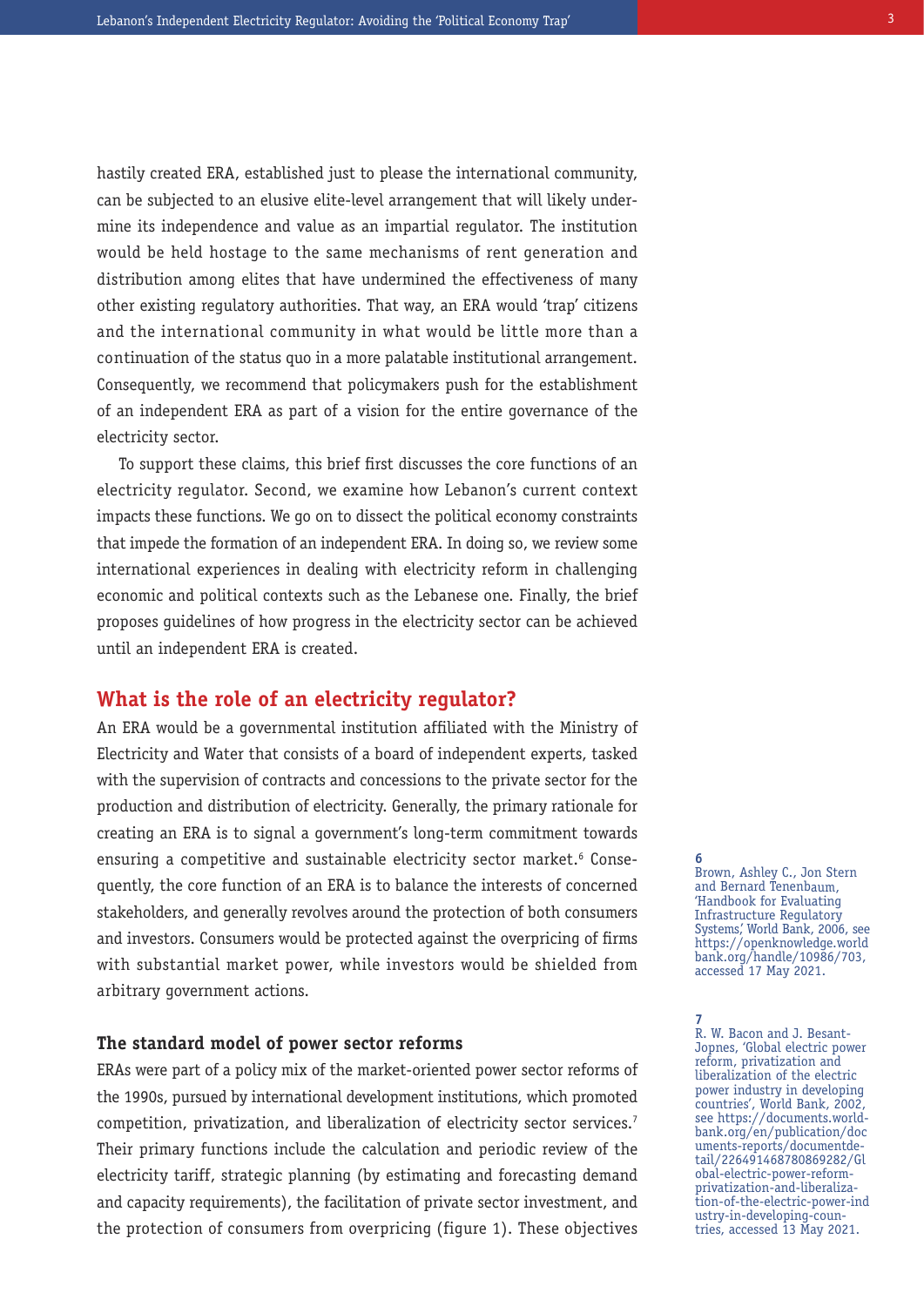hastily created ERA, established just to please the international community, can be subjected to an elusive elite-level arrangement that will likely undermine its independence and value as an impartial regulator. The institution would be held hostage to the same mechanisms of rent generation and distribution among elites that have undermined the effectiveness of many other existing regulatory authorities. That way, an ERA would 'trap' citizens and the international community in what would be little more than a continuation of the status quo in a more palatable institutional arrangement. Consequently, we recommend that policymakers push for the establishment of an independent ERA as part of a vision for the entire governance of the electricity sector.

To support these claims, this brief first discusses the core functions of an electricity regulator. Second, we examine how Lebanon's current context impacts these functions. We go on to dissect the political economy constraints that impede the formation of an independent ERA. In doing so, we review some international experiences in dealing with electricity reform in challenging economic and political contexts such as the Lebanese one. Finally, the brief proposes guidelines of how progress in the electricity sector can be achieved until an independent ERA is created.

## What is the role of an electricity regulator?

An ERA would be a governmental institution affiliated with the Ministry of Electricity and Water that consists of a board of independent experts, tasked with the supervision of contracts and concessions to the private sector for the production and distribution of electricity. Generally, the primary rationale for creating an ERA is to signal a government's long-term commitment towards ensuring a competitive and sustainable electricity sector market.[6] Consequently, the core function of an ERA is to balance the interests of concerned stakeholders, and generally revolves around the protection of both consumers and investors. Consumers would be protected against the overpricing of firms with substantial market power, while investors would be shielded from arbitrary government actions.

### The standard model of power sector reforms

ERAs were part of a policy mix of the market-oriented power sector reforms of the 1990s, pursued by international development institutions, which promoted competition, privatization, and liberalization of electricity sector services.[7] Their primary functions include the calculation and periodic review of the electricity tariff, strategic planning (by estimating and forecasting demand and capacity requirements), the facilitation of private sector investment, and the protection of consumers from overpricing (figure 1). These objectives

---

6
Brown, Ashley C., Jon Stern and Bernard Tenenbaum, 'Handbook for Evaluating Infrastructure Regulatory Systems,' World Bank, 2006, see https://openknowledge.worldbank.org/handle/10986/703, accessed 17 May 2021.

7
R. W. Bacon and J. Besant-Jopnes, 'Global electric power reform, privatization and liberalization of the electric power industry in developing countries', World Bank, 2002, see https://documents.worldbank.org/en/publication/documents-reports/documentdetail/226491468780869282/Global-electric-power-reform-privatization-and-liberalization-of-the-electric-power-industry-in-developing-countries, accessed 13 May 2021.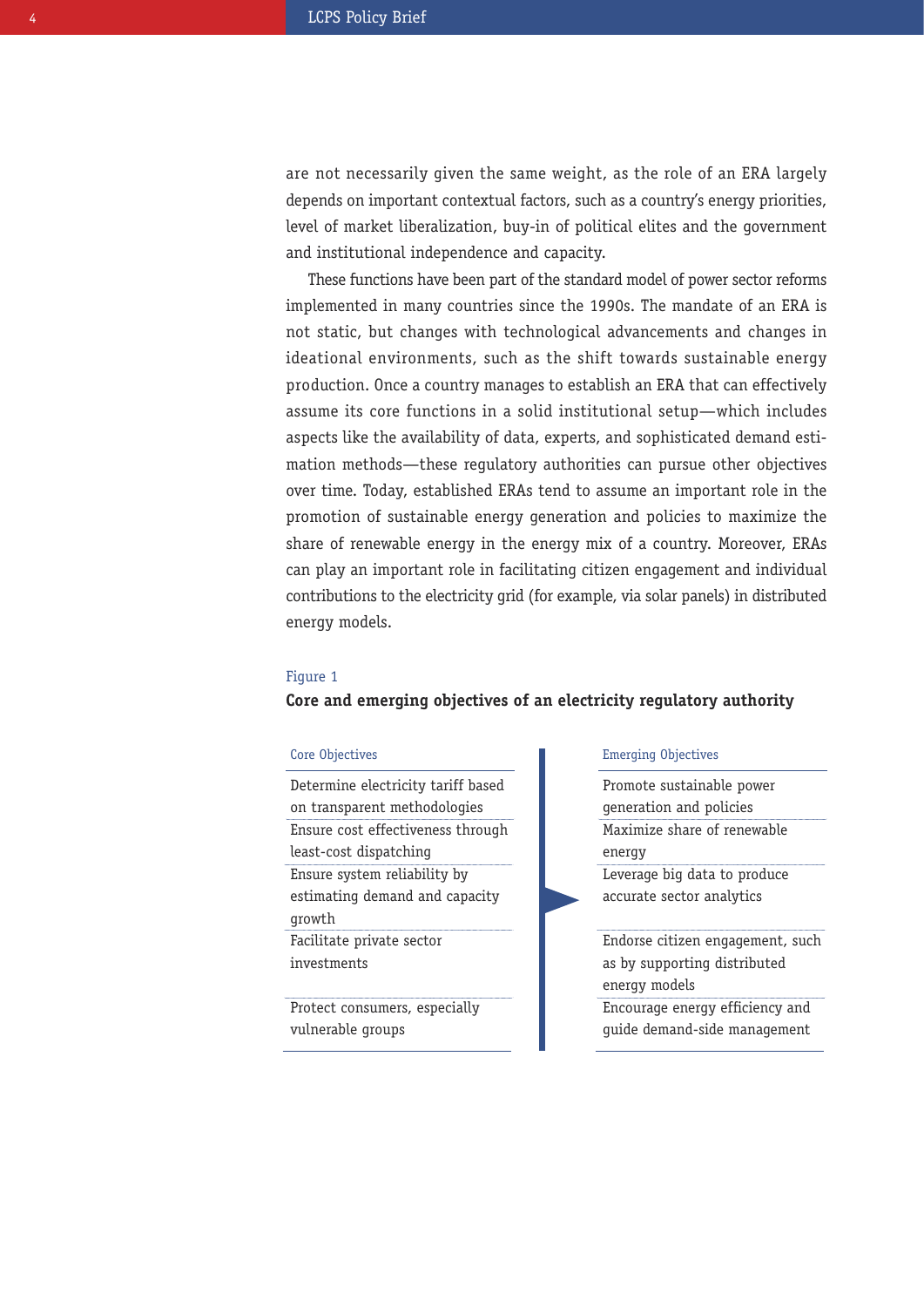are not necessarily given the same weight, as the role of an ERA largely depends on important contextual factors, such as a country's energy priorities, level of market liberalization, buy-in of political elites and the government and institutional independence and capacity.

These functions have been part of the standard model of power sector reforms implemented in many countries since the 1990s. The mandate of an ERA is not static, but changes with technological advancements and changes in ideational environments, such as the shift towards sustainable energy production. Once a country manages to establish an ERA that can effectively assume its core functions in a solid institutional setup—which includes aspects like the availability of data, experts, and sophisticated demand estimation methods—these regulatory authorities can pursue other objectives over time. Today, established ERAs tend to assume an important role in the promotion of sustainable energy generation and policies to maximize the share of renewable energy in the energy mix of a country. Moreover, ERAs can play an important role in facilitating citizen engagement and individual contributions to the electricity grid (for example, via solar panels) in distributed energy models.

Figure 1

**Core and emerging objectives of an electricity regulatory authority**

| Core Objectives | Emerging Objectives |
|---|---|
| Determine electricity tariff based on transparent methodologies | Promote sustainable power generation and policies |
| Ensure cost effectiveness through least-cost dispatching | Maximize share of renewable energy |
| Ensure system reliability by estimating demand and capacity growth | Leverage big data to produce accurate sector analytics |
| Facilitate private sector investments | Endorse citizen engagement, such as by supporting distributed energy models |
| Protect consumers, especially vulnerable groups | Encourage energy efficiency and guide demand-side management |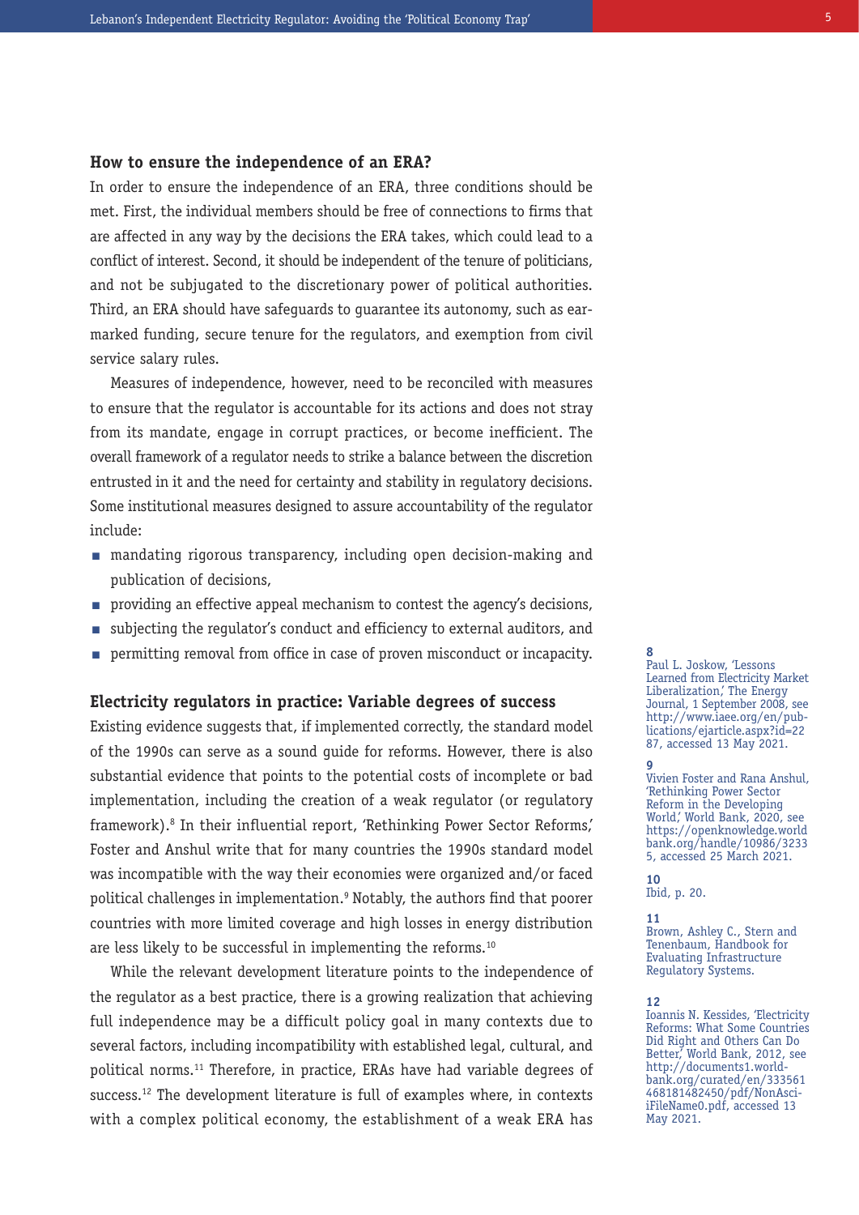## How to ensure the independence of an ERA?

In order to ensure the independence of an ERA, three conditions should be met. First, the individual members should be free of connections to firms that are affected in any way by the decisions the ERA takes, which could lead to a conflict of interest. Second, it should be independent of the tenure of politicians, and not be subjugated to the discretionary power of political authorities. Third, an ERA should have safeguards to guarantee its autonomy, such as earmarked funding, secure tenure for the regulators, and exemption from civil service salary rules.

Measures of independence, however, need to be reconciled with measures to ensure that the regulator is accountable for its actions and does not stray from its mandate, engage in corrupt practices, or become inefficient. The overall framework of a regulator needs to strike a balance between the discretion entrusted in it and the need for certainty and stability in regulatory decisions. Some institutional measures designed to assure accountability of the regulator include:

- mandating rigorous transparency, including open decision-making and publication of decisions,
- providing an effective appeal mechanism to contest the agency's decisions,
- subjecting the regulator's conduct and efficiency to external auditors, and
- permitting removal from office in case of proven misconduct or incapacity.

## Electricity regulators in practice: Variable degrees of success

Existing evidence suggests that, if implemented correctly, the standard model of the 1990s can serve as a sound guide for reforms. However, there is also substantial evidence that points to the potential costs of incomplete or bad implementation, including the creation of a weak regulator (or regulatory framework).[8] In their influential report, 'Rethinking Power Sector Reforms,' Foster and Anshul write that for many countries the 1990s standard model was incompatible with the way their economies were organized and/or faced political challenges in implementation.[9] Notably, the authors find that poorer countries with more limited coverage and high losses in energy distribution are less likely to be successful in implementing the reforms.[10]

While the relevant development literature points to the independence of the regulator as a best practice, there is a growing realization that achieving full independence may be a difficult policy goal in many contexts due to several factors, including incompatibility with established legal, cultural, and political norms.[11] Therefore, in practice, ERAs have had variable degrees of success.[12] The development literature is full of examples where, in contexts with a complex political economy, the establishment of a weak ERA has

---

**8**
Paul L. Joskow, 'Lessons Learned from Electricity Market Liberalization,' The Energy Journal, 1 September 2008, see http://www.iaee.org/en/publications/ejarticle.aspx?id=2287, accessed 13 May 2021.

**9**
Vivien Foster and Rana Anshul, 'Rethinking Power Sector Reform in the Developing World,' World Bank, 2020, see https://openknowledge.worldbank.org/handle/10986/32335, accessed 25 March 2021.

**10**
Ibid, p. 20.

**11**
Brown, Ashley C., Stern and Tenenbaum, Handbook for Evaluating Infrastructure Regulatory Systems.

**12**
Ioannis N. Kessides, 'Electricity Reforms: What Some Countries Did Right and Others Can Do Better,' World Bank, 2012, see http://documents1.worldbank.org/curated/en/333561468181482450/pdf/NonAsciiFileName0.pdf, accessed 13 May 2021.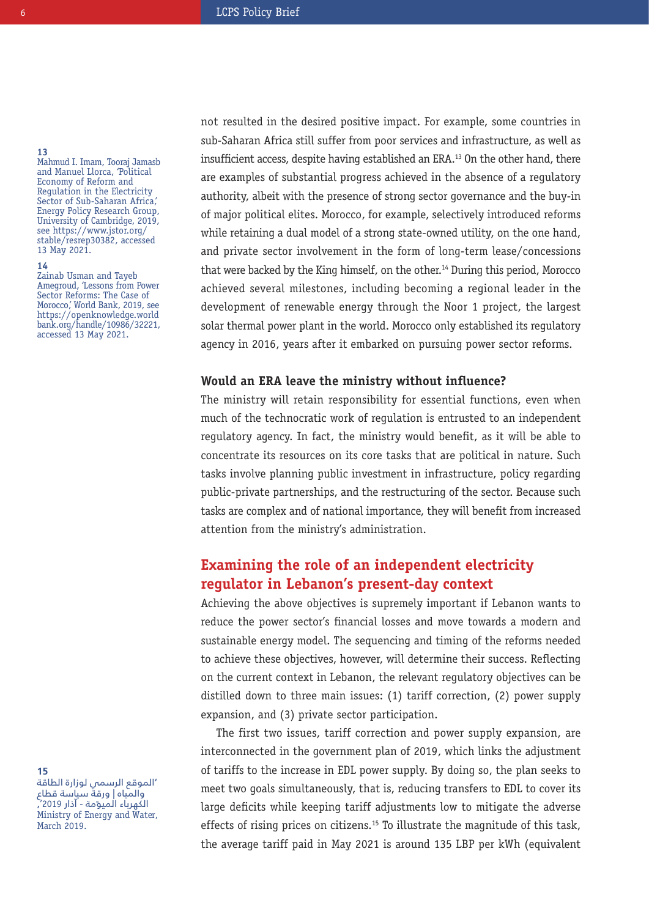not resulted in the desired positive impact. For example, some countries in sub-Saharan Africa still suffer from poor services and infrastructure, as well as insufficient access, despite having established an ERA.[13] On the other hand, there are examples of substantial progress achieved in the absence of a regulatory authority, albeit with the presence of strong sector governance and the buy-in of major political elites. Morocco, for example, selectively introduced reforms while retaining a dual model of a strong state-owned utility, on the one hand, and private sector involvement in the form of long-term lease/concessions that were backed by the King himself, on the other.[14] During this period, Morocco achieved several milestones, including becoming a regional leader in the development of renewable energy through the Noor 1 project, the largest solar thermal power plant in the world. Morocco only established its regulatory agency in 2016, years after it embarked on pursuing power sector reforms.

**Would an ERA leave the ministry without influence?**

The ministry will retain responsibility for essential functions, even when much of the technocratic work of regulation is entrusted to an independent regulatory agency. In fact, the ministry would benefit, as it will be able to concentrate its resources on its core tasks that are political in nature. Such tasks involve planning public investment in infrastructure, policy regarding public-private partnerships, and the restructuring of the sector. Because such tasks are complex and of national importance, they will benefit from increased attention from the ministry's administration.

## Examining the role of an independent electricity regulator in Lebanon's present-day context

Achieving the above objectives is supremely important if Lebanon wants to reduce the power sector's financial losses and move towards a modern and sustainable energy model. The sequencing and timing of the reforms needed to achieve these objectives, however, will determine their success. Reflecting on the current context in Lebanon, the relevant regulatory objectives can be distilled down to three main issues: (1) tariff correction, (2) power supply expansion, and (3) private sector participation.

The first two issues, tariff correction and power supply expansion, are interconnected in the government plan of 2019, which links the adjustment of tariffs to the increase in EDL power supply. By doing so, the plan seeks to meet two goals simultaneously, that is, reducing transfers to EDL to cover its large deficits while keeping tariff adjustments low to mitigate the adverse effects of rising prices on citizens.[15] To illustrate the magnitude of this task, the average tariff paid in May 2021 is around 135 LBP per kWh (equivalent

---

13 Mahmud I. Imam, Tooraj Jamasb and Manuel Llorca, 'Political Economy of Reform and Regulation in the Electricity Sector of Sub-Saharan Africa,' Energy Policy Research Group, University of Cambridge, 2019, see https://www.jstor.org/stable/resrep30382, accessed 13 May 2021.

14 Zainab Usman and Tayeb Amegroud, 'Lessons from Power Sector Reforms: The Case of Morocco,' World Bank, 2019, see https://openknowledge.worldbank.org/handle/10986/32221, accessed 13 May 2021.

15 'الموقع الرسمي لوزارة الطاقة والمياه | ورقة سياسة قطاع الكهرباء المحدّثة - آذار 2019,' Ministry of Energy and Water, March 2019.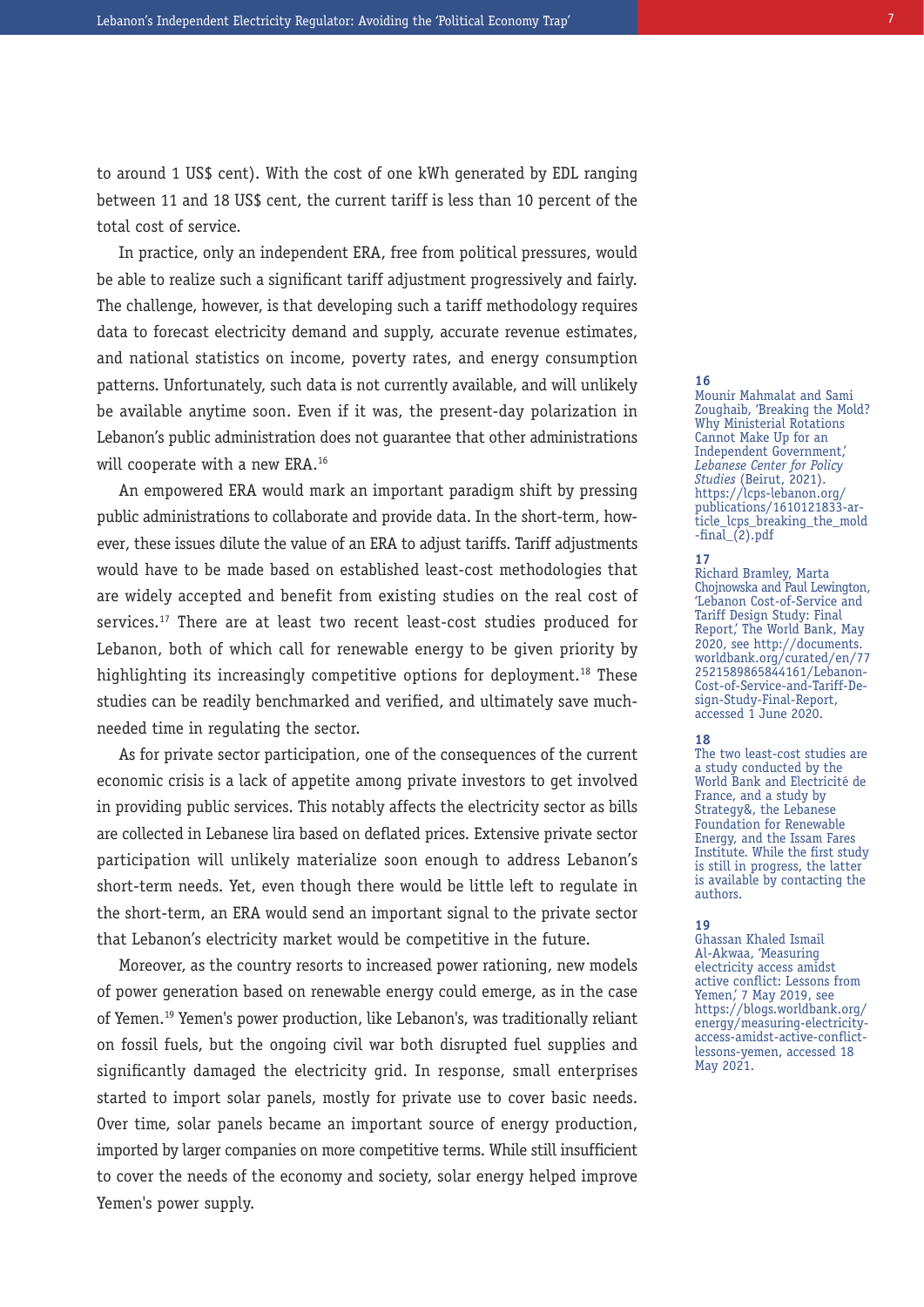to around 1 US$ cent). With the cost of one kWh generated by EDL ranging between 11 and 18 US$ cent, the current tariff is less than 10 percent of the total cost of service.

In practice, only an independent ERA, free from political pressures, would be able to realize such a significant tariff adjustment progressively and fairly. The challenge, however, is that developing such a tariff methodology requires data to forecast electricity demand and supply, accurate revenue estimates, and national statistics on income, poverty rates, and energy consumption patterns. Unfortunately, such data is not currently available, and will unlikely be available anytime soon. Even if it was, the present-day polarization in Lebanon's public administration does not guarantee that other administrations will cooperate with a new ERA.[16]

An empowered ERA would mark an important paradigm shift by pressing public administrations to collaborate and provide data. In the short-term, however, these issues dilute the value of an ERA to adjust tariffs. Tariff adjustments would have to be made based on established least-cost methodologies that are widely accepted and benefit from existing studies on the real cost of services.[17] There are at least two recent least-cost studies produced for Lebanon, both of which call for renewable energy to be given priority by highlighting its increasingly competitive options for deployment.[18] These studies can be readily benchmarked and verified, and ultimately save much-needed time in regulating the sector.

As for private sector participation, one of the consequences of the current economic crisis is a lack of appetite among private investors to get involved in providing public services. This notably affects the electricity sector as bills are collected in Lebanese lira based on deflated prices. Extensive private sector participation will unlikely materialize soon enough to address Lebanon's short-term needs. Yet, even though there would be little left to regulate in the short-term, an ERA would send an important signal to the private sector that Lebanon's electricity market would be competitive in the future.

Moreover, as the country resorts to increased power rationing, new models of power generation based on renewable energy could emerge, as in the case of Yemen.[19] Yemen's power production, like Lebanon's, was traditionally reliant on fossil fuels, but the ongoing civil war both disrupted fuel supplies and significantly damaged the electricity grid. In response, small enterprises started to import solar panels, mostly for private use to cover basic needs. Over time, solar panels became an important source of energy production, imported by larger companies on more competitive terms. While still insufficient to cover the needs of the economy and society, solar energy helped improve Yemen's power supply.

---

**16**
Mounir Mahmalat and Sami Zoughaib, 'Breaking the Mold? Why Ministerial Rotations Cannot Make Up for an Independent Government,' *Lebanese Center for Policy Studies* (Beirut, 2021). https://lcps-lebanon.org/publications/1610121833-article_lcps_breaking_the_mold-final_(2).pdf

**17**
Richard Bramley, Marta Chojnowska and Paul Lewington, 'Lebanon Cost-of-Service and Tariff Design Study: Final Report,' The World Bank, May 2020, see http://documents.worldbank.org/curated/en/772521589865844161/Lebanon-Cost-of-Service-and-Tariff-Design-Study-Final-Report, accessed 1 June 2020.

**18**
The two least-cost studies are a study conducted by the World Bank and Electricité de France, and a study by Strategy&, the Lebanese Foundation for Renewable Energy, and the Issam Fares Institute. While the first study is still in progress, the latter is available by contacting the authors.

**19**
Ghassan Khaled Ismail Al-Akwaa, 'Measuring electricity access amidst active conflict: Lessons from Yemen,' 7 May 2019, see https://blogs.worldbank.org/energy/measuring-electricity-access-amidst-active-conflict-lessons-yemen, accessed 18 May 2021.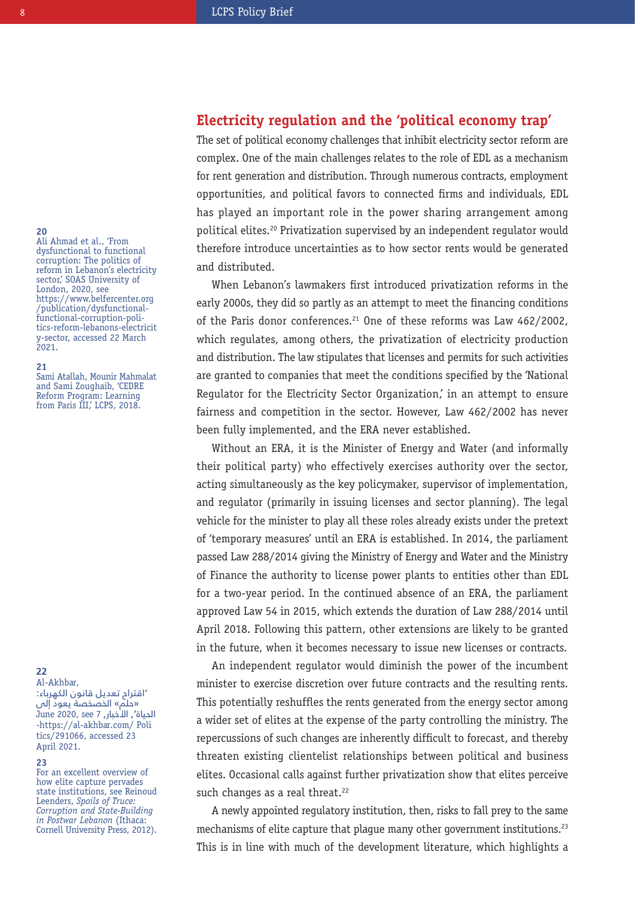## Electricity regulation and the 'political economy trap'

The set of political economy challenges that inhibit electricity sector reform are complex. One of the main challenges relates to the role of EDL as a mechanism for rent generation and distribution. Through numerous contracts, employment opportunities, and political favors to connected firms and individuals, EDL has played an important role in the power sharing arrangement among political elites.[20] Privatization supervised by an independent regulator would therefore introduce uncertainties as to how sector rents would be generated and distributed.

When Lebanon's lawmakers first introduced privatization reforms in the early 2000s, they did so partly as an attempt to meet the financing conditions of the Paris donor conferences.[21] One of these reforms was Law 462/2002, which regulates, among others, the privatization of electricity production and distribution. The law stipulates that licenses and permits for such activities are granted to companies that meet the conditions specified by the 'National Regulator for the Electricity Sector Organization,' in an attempt to ensure fairness and competition in the sector. However, Law 462/2002 has never been fully implemented, and the ERA never established.

Without an ERA, it is the Minister of Energy and Water (and informally their political party) who effectively exercises authority over the sector, acting simultaneously as the key policymaker, supervisor of implementation, and regulator (primarily in issuing licenses and sector planning). The legal vehicle for the minister to play all these roles already exists under the pretext of 'temporary measures' until an ERA is established. In 2014, the parliament passed Law 288/2014 giving the Ministry of Energy and Water and the Ministry of Finance the authority to license power plants to entities other than EDL for a two-year period. In the continued absence of an ERA, the parliament approved Law 54 in 2015, which extends the duration of Law 288/2014 until April 2018. Following this pattern, other extensions are likely to be granted in the future, when it becomes necessary to issue new licenses or contracts.

An independent regulator would diminish the power of the incumbent minister to exercise discretion over future contracts and the resulting rents. This potentially reshuffles the rents generated from the energy sector among a wider set of elites at the expense of the party controlling the ministry. The repercussions of such changes are inherently difficult to forecast, and thereby threaten existing clientelist relationships between political and business elites. Occasional calls against further privatization show that elites perceive such changes as a real threat.[22]

A newly appointed regulatory institution, then, risks to fall prey to the same mechanisms of elite capture that plague many other government institutions.[23] This is in line with much of the development literature, which highlights a

---

**20** Ali Ahmad et al., 'From dysfunctional to functional corruption: The politics of reform in Lebanon's electricity sector,' SOAS University of London, 2020, see https://www.belfercenter.org/publication/dysfunctional-functional-corruption-politics-reform-lebanons-electricity-sector, accessed 22 March 2021.

**21** Sami Atallah, Mounir Mahmalat and Sami Zoughaib, 'CEDRE Reform Program: Learning from Paris III,' LCPS, 2018.

**22** Al-Akhbar, 'اقتراح تعديل قانون الكهرباء: «حلم» الخصخصة يعود إلى الحياة', الأخبار, 7 June 2020, see https://al-akhbar.com/Politics/291066, accessed 23 April 2021.

**23** For an excellent overview of how elite capture pervades state institutions, see Reinoud Leenders, *Spoils of Truce: Corruption and State-Building in Postwar Lebanon* (Ithaca: Cornell University Press, 2012).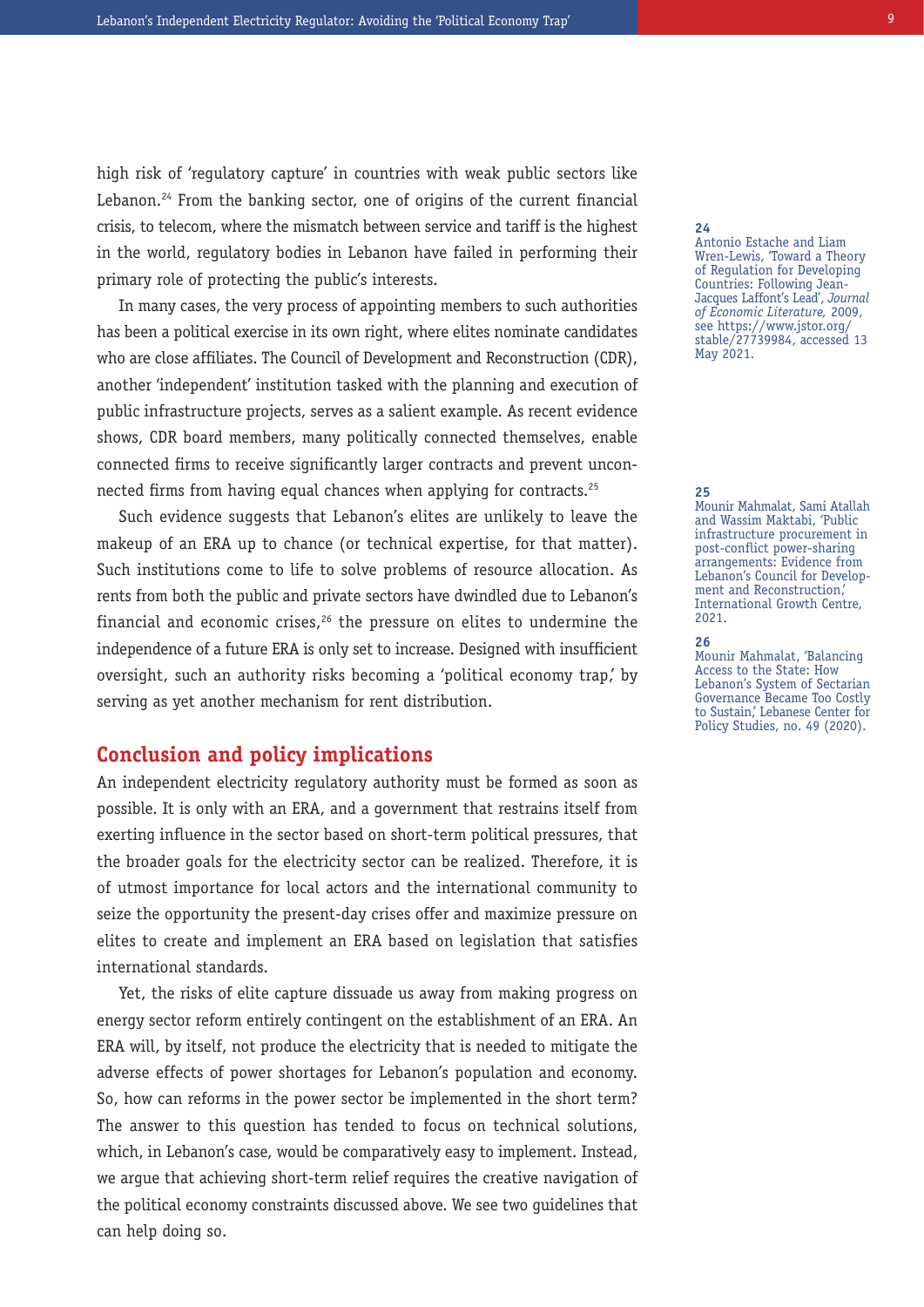high risk of 'regulatory capture' in countries with weak public sectors like Lebanon.[24] From the banking sector, one of origins of the current financial crisis, to telecom, where the mismatch between service and tariff is the highest in the world, regulatory bodies in Lebanon have failed in performing their primary role of protecting the public's interests.

In many cases, the very process of appointing members to such authorities has been a political exercise in its own right, where elites nominate candidates who are close affiliates. The Council of Development and Reconstruction (CDR), another 'independent' institution tasked with the planning and execution of public infrastructure projects, serves as a salient example. As recent evidence shows, CDR board members, many politically connected themselves, enable connected firms to receive significantly larger contracts and prevent unconnected firms from having equal chances when applying for contracts.[25]

Such evidence suggests that Lebanon's elites are unlikely to leave the makeup of an ERA up to chance (or technical expertise, for that matter). Such institutions come to life to solve problems of resource allocation. As rents from both the public and private sectors have dwindled due to Lebanon's financial and economic crises,[26] the pressure on elites to undermine the independence of a future ERA is only set to increase. Designed with insufficient oversight, such an authority risks becoming a 'political economy trap,' by serving as yet another mechanism for rent distribution.

## Conclusion and policy implications

An independent electricity regulatory authority must be formed as soon as possible. It is only with an ERA, and a government that restrains itself from exerting influence in the sector based on short-term political pressures, that the broader goals for the electricity sector can be realized. Therefore, it is of utmost importance for local actors and the international community to seize the opportunity the present-day crises offer and maximize pressure on elites to create and implement an ERA based on legislation that satisfies international standards.

Yet, the risks of elite capture dissuade us away from making progress on energy sector reform entirely contingent on the establishment of an ERA. An ERA will, by itself, not produce the electricity that is needed to mitigate the adverse effects of power shortages for Lebanon's population and economy. So, how can reforms in the power sector be implemented in the short term? The answer to this question has tended to focus on technical solutions, which, in Lebanon's case, would be comparatively easy to implement. Instead, we argue that achieving short-term relief requires the creative navigation of the political economy constraints discussed above. We see two guidelines that can help doing so.

---

24 Antonio Estache and Liam Wren-Lewis, 'Toward a Theory of Regulation for Developing Countries: Following Jean-Jacques Laffont's Lead', *Journal of Economic Literature,* 2009, see https://www.jstor.org/stable/27739984, accessed 13 May 2021.

25 Mounir Mahmalat, Sami Atallah and Wassim Maktabi, 'Public infrastructure procurement in post-conflict power-sharing arrangements: Evidence from Lebanon's Council for Development and Reconstruction,' International Growth Centre, 2021.

26 Mounir Mahmalat, 'Balancing Access to the State: How Lebanon's System of Sectarian Governance Became Too Costly to Sustain,' Lebanese Center for Policy Studies, no. 49 (2020).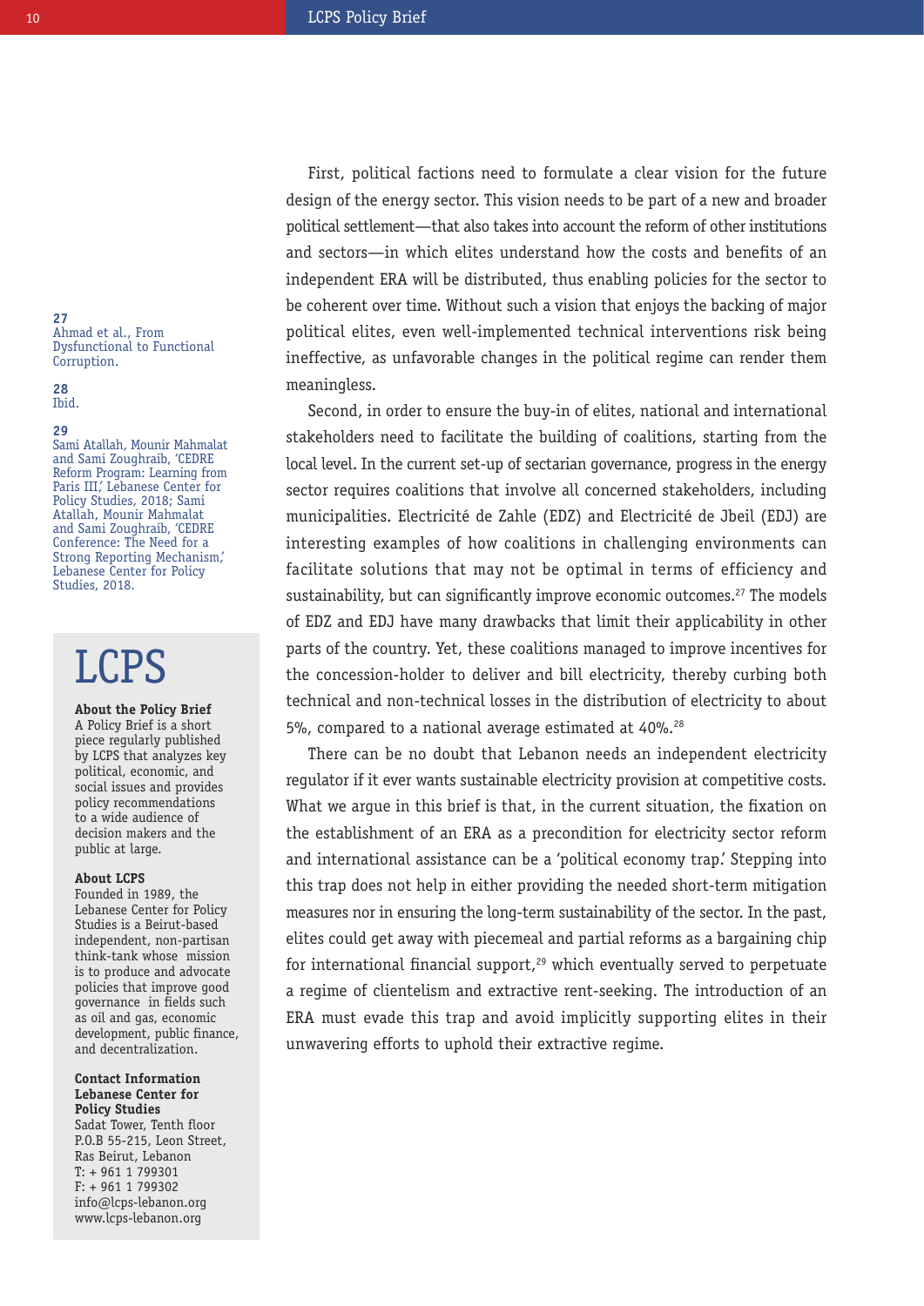First, political factions need to formulate a clear vision for the future design of the energy sector. This vision needs to be part of a new and broader political settlement—that also takes into account the reform of other institutions and sectors—in which elites understand how the costs and benefits of an independent ERA will be distributed, thus enabling policies for the sector to be coherent over time. Without such a vision that enjoys the backing of major political elites, even well-implemented technical interventions risk being ineffective, as unfavorable changes in the political regime can render them meaningless.

Second, in order to ensure the buy-in of elites, national and international stakeholders need to facilitate the building of coalitions, starting from the local level. In the current set-up of sectarian governance, progress in the energy sector requires coalitions that involve all concerned stakeholders, including municipalities. Electricité de Zahle (EDZ) and Electricité de Jbeil (EDJ) are interesting examples of how coalitions in challenging environments can facilitate solutions that may not be optimal in terms of efficiency and sustainability, but can significantly improve economic outcomes.[27] The models of EDZ and EDJ have many drawbacks that limit their applicability in other parts of the country. Yet, these coalitions managed to improve incentives for the concession-holder to deliver and bill electricity, thereby curbing both technical and non-technical losses in the distribution of electricity to about 5%, compared to a national average estimated at 40%.[28]

There can be no doubt that Lebanon needs an independent electricity regulator if it ever wants sustainable electricity provision at competitive costs. What we argue in this brief is that, in the current situation, the fixation on the establishment of an ERA as a precondition for electricity sector reform and international assistance can be a 'political economy trap.' Stepping into this trap does not help in either providing the needed short-term mitigation measures nor in ensuring the long-term sustainability of the sector. In the past, elites could get away with piecemeal and partial reforms as a bargaining chip for international financial support,[29] which eventually served to perpetuate a regime of clientelism and extractive rent-seeking. The introduction of an ERA must evade this trap and avoid implicitly supporting elites in their unwavering efforts to uphold their extractive regime.

**27**
Ahmad et al., From Dysfunctional to Functional Corruption.

**28**
Ibid.

**29**
Sami Atallah, Mounir Mahmalat and Sami Zoughraib, 'CEDRE Reform Program: Learning from Paris III,' Lebanese Center for Policy Studies, 2018; Sami Atallah, Mounir Mahmalat and Sami Zoughraib, 'CEDRE Conference: The Need for a Strong Reporting Mechanism,' Lebanese Center for Policy Studies, 2018.

# LCPS

**About the Policy Brief**
A Policy Brief is a short piece regularly published by LCPS that analyzes key political, economic, and social issues and provides policy recommendations to a wide audience of decision makers and the public at large.

**About LCPS**
Founded in 1989, the Lebanese Center for Policy Studies is a Beirut-based independent, non-partisan think-tank whose mission is to produce and advocate policies that improve good governance in fields such as oil and gas, economic development, public finance, and decentralization.

**Contact Information Lebanese Center for Policy Studies**
Sadat Tower, Tenth floor
P.O.B 55-215, Leon Street,
Ras Beirut, Lebanon
T: + 961 1 799301
F: + 961 1 799302
info@lcps-lebanon.org
www.lcps-lebanon.org